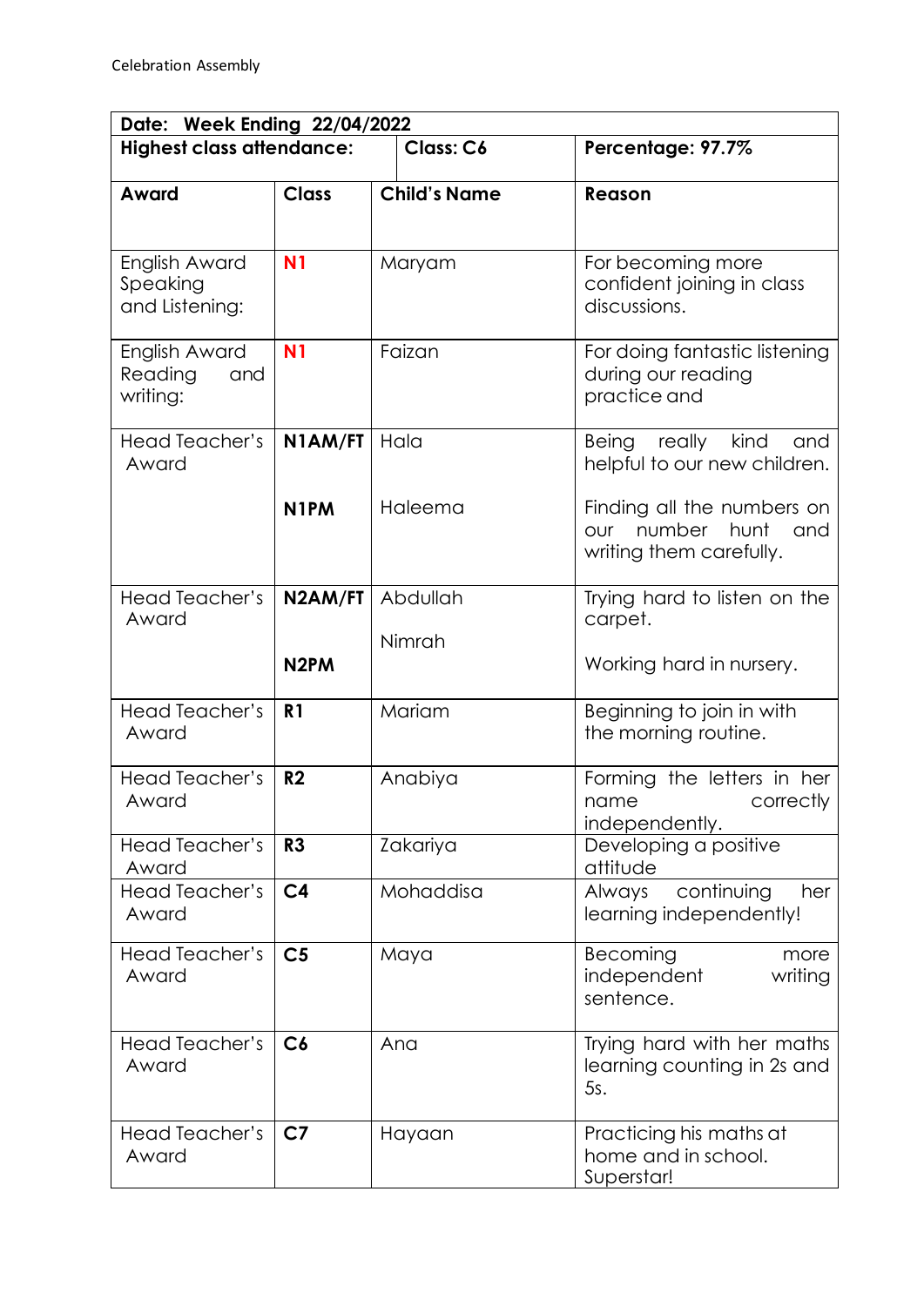Celebration Assembly

| Date: Week Ending 22/04/2022 | | | |
|---|---|---|---|
| **Highest class attendance:** | | **Class: C6** | **Percentage: 97.7%** |
| **Award** | **Class** | **Child's Name** | **Reason** |
| English Award Speaking and Listening: | **N1** | Maryam | For becoming more confident joining in class discussions. |
| English Award Reading and writing: | **N1** | Faizan | For doing fantastic listening during our reading practice and |
| Head Teacher's Award | **N1AM/FT**<br><br>**N1PM** | Hala<br><br>Haleema | Being really kind and helpful to our new children.<br><br>Finding all the numbers on our number hunt and writing them carefully. |
| Head Teacher's Award | **N2AM/FT**<br><br>**N2PM** | Abdullah<br><br>Nimrah | Trying hard to listen on the carpet.<br><br>Working hard in nursery. |
| Head Teacher's Award | **R1** | Mariam | Beginning to join in with the morning routine. |
| Head Teacher's Award | **R2** | Anabiya | Forming the letters in her name correctly independently. |
| Head Teacher's Award | **R3** | Zakariya | Developing a positive attitude |
| Head Teacher's Award | **C4** | Mohaddisa | Always continuing her learning independently! |
| Head Teacher's Award | **C5** | Maya | Becoming more independent writing sentence. |
| Head Teacher's Award | **C6** | Ana | Trying hard with her maths learning counting in 2s and 5s. |
| Head Teacher's Award | **C7** | Hayaan | Practicing his maths at home and in school. Superstar! |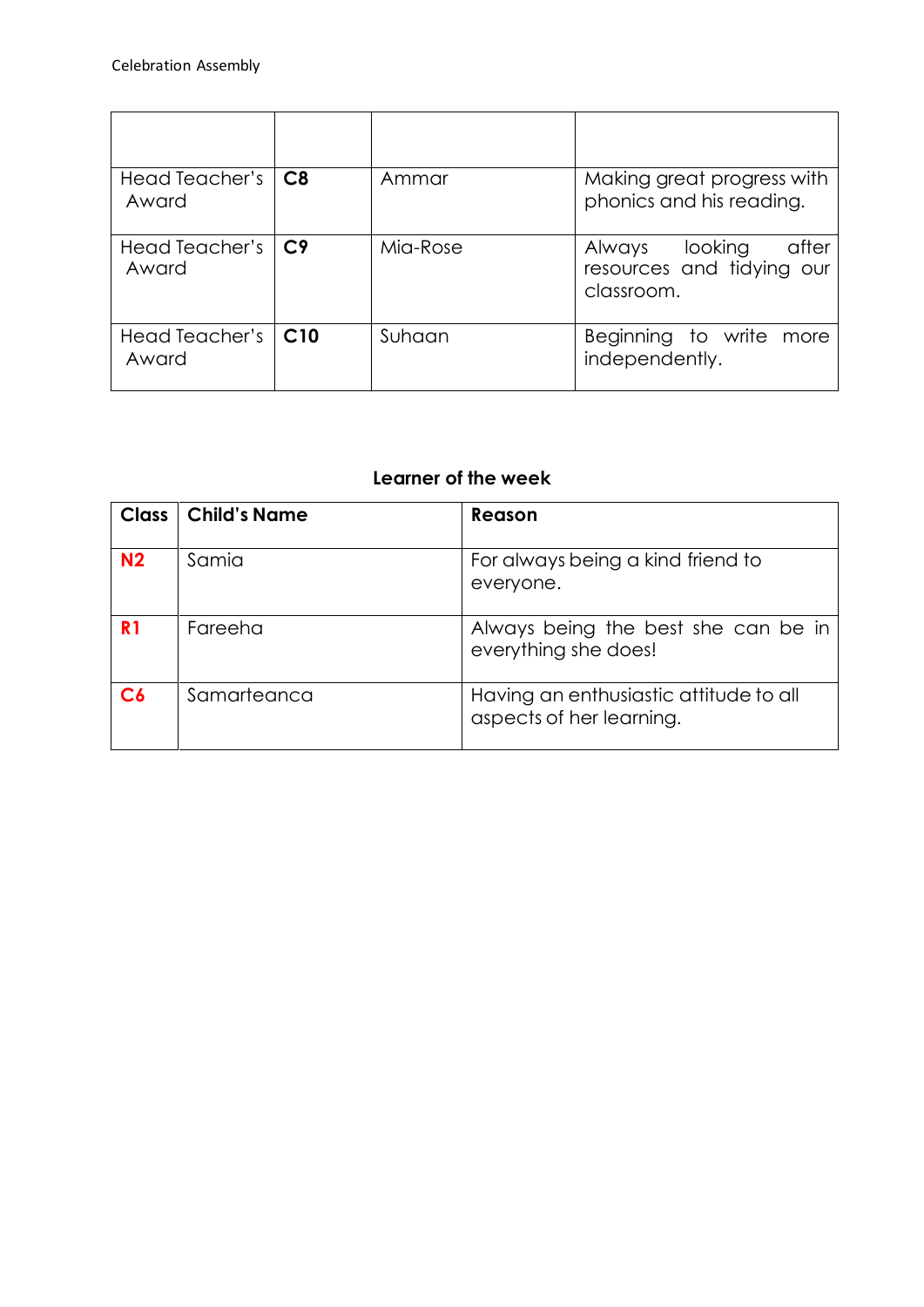| | | | |
|---|---|---|---|
| Head Teacher's Award | **C8** | Ammar | Making great progress with phonics and his reading. |
| Head Teacher's Award | **C9** | Mia-Rose | Always looking after resources and tidying our classroom. |
| Head Teacher's Award | **C10** | Suhaan | Beginning to write more independently. |

**Learner of the week**

| **Class** | **Child's Name** | **Reason** |
|---|---|---|
| **N2** | Samia | For always being a kind friend to everyone. |
| **R1** | Fareeha | Always being the best she can be in everything she does! |
| **C6** | Samarteanca | Having an enthusiastic attitude to all aspects of her learning. |